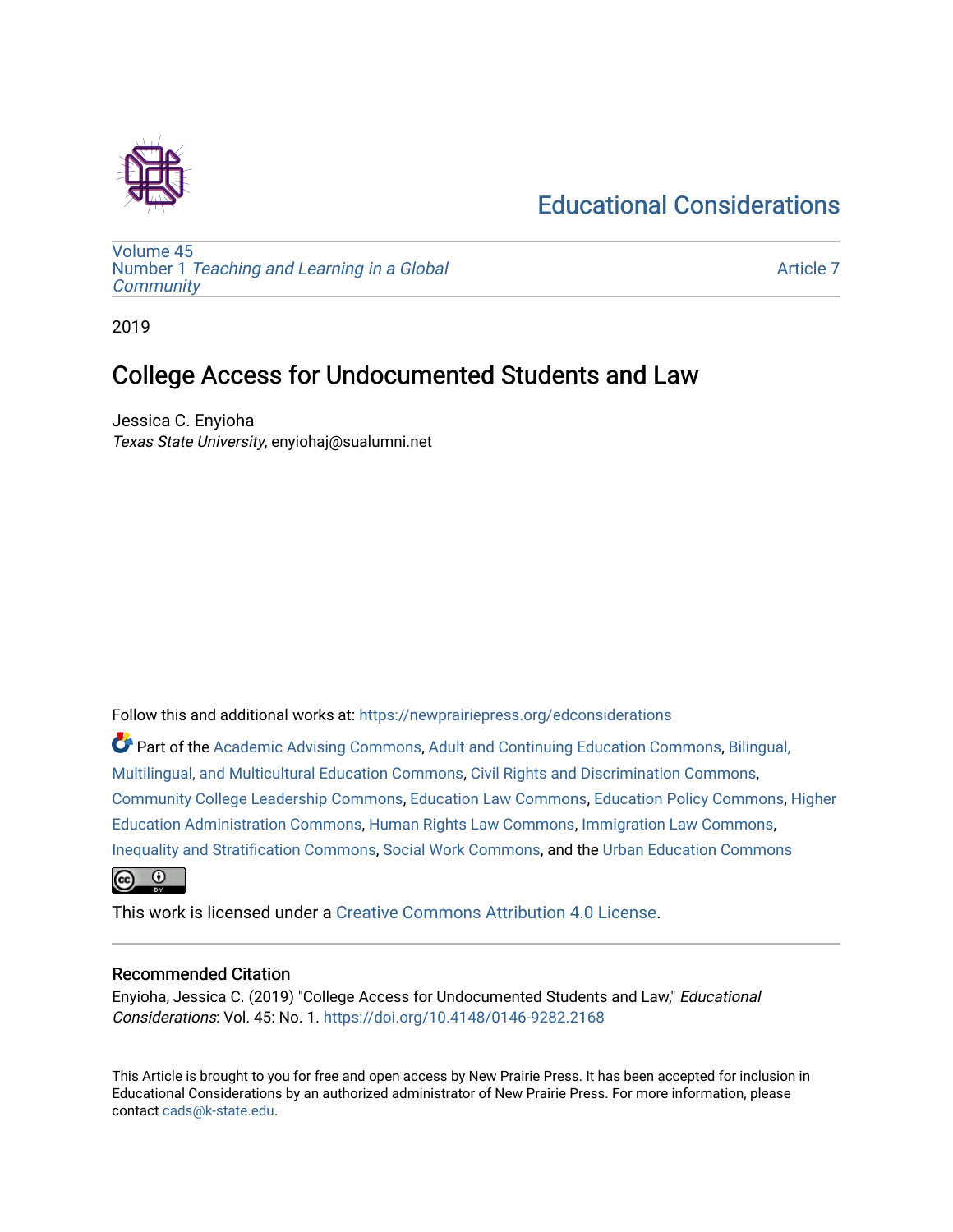# Educational Considerations

Volume 45
Number 1 *Teaching and Learning in a Global Community*

Article 7

2019

## College Access for Undocumented Students and Law

Jessica C. Enyioha
*Texas State University*, enyiohaj@sualumni.net

Follow this and additional works at: https://newprairiepress.org/edconsiderations

Part of the Academic Advising Commons, Adult and Continuing Education Commons, Bilingual, Multilingual, and Multicultural Education Commons, Civil Rights and Discrimination Commons, Community College Leadership Commons, Education Law Commons, Education Policy Commons, Higher Education Administration Commons, Human Rights Law Commons, Immigration Law Commons, Inequality and Stratification Commons, Social Work Commons, and the Urban Education Commons

This work is licensed under a Creative Commons Attribution 4.0 License.

### Recommended Citation

Enyioha, Jessica C. (2019) "College Access for Undocumented Students and Law," *Educational Considerations*: Vol. 45: No. 1. https://doi.org/10.4148/0146-9282.2168

This Article is brought to you for free and open access by New Prairie Press. It has been accepted for inclusion in Educational Considerations by an authorized administrator of New Prairie Press. For more information, please contact cads@k-state.edu.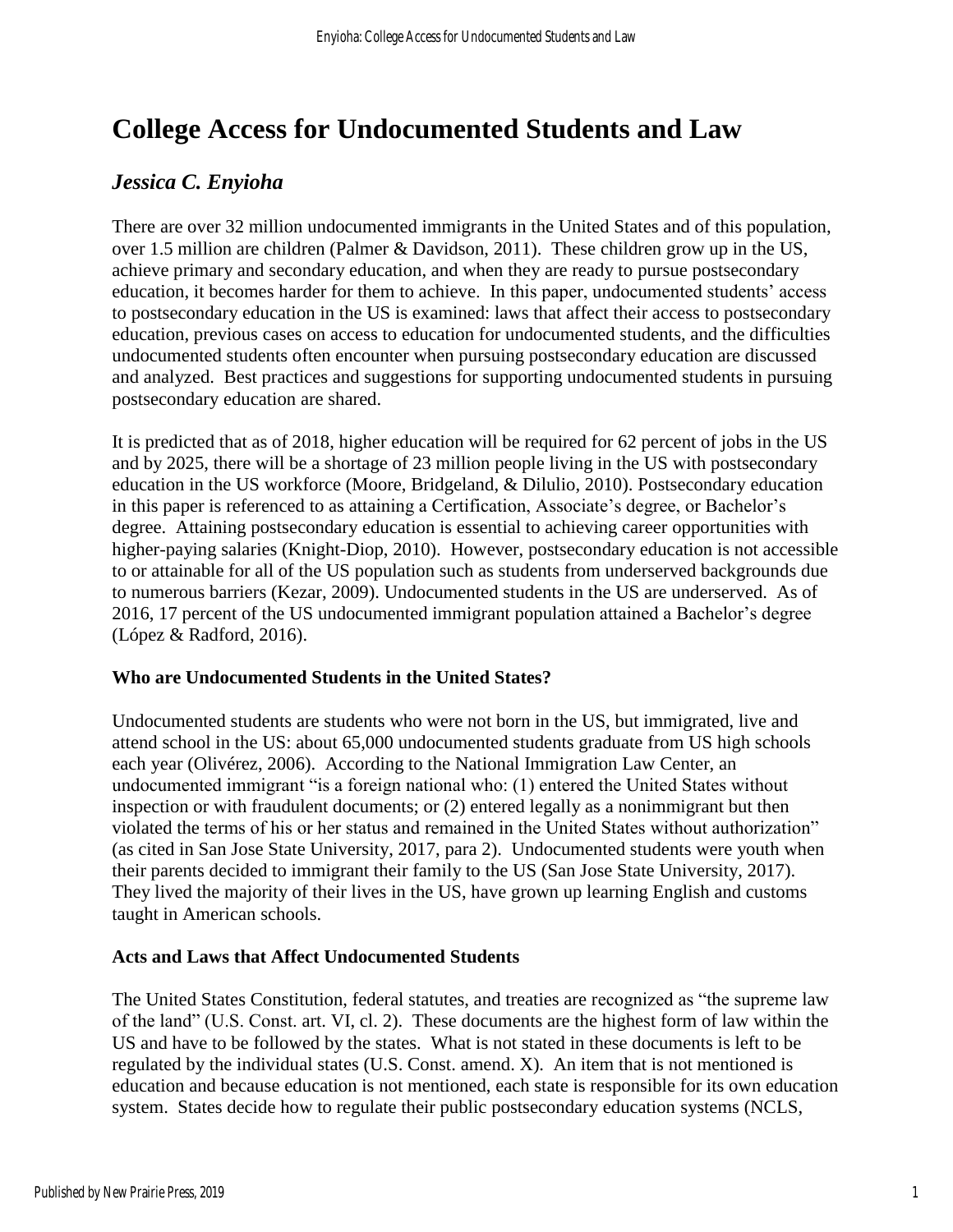# College Access for Undocumented Students and Law

## *Jessica C. Enyioha*

There are over 32 million undocumented immigrants in the United States and of this population, over 1.5 million are children (Palmer & Davidson, 2011). These children grow up in the US, achieve primary and secondary education, and when they are ready to pursue postsecondary education, it becomes harder for them to achieve. In this paper, undocumented students' access to postsecondary education in the US is examined: laws that affect their access to postsecondary education, previous cases on access to education for undocumented students, and the difficulties undocumented students often encounter when pursuing postsecondary education are discussed and analyzed. Best practices and suggestions for supporting undocumented students in pursuing postsecondary education are shared.

It is predicted that as of 2018, higher education will be required for 62 percent of jobs in the US and by 2025, there will be a shortage of 23 million people living in the US with postsecondary education in the US workforce (Moore, Bridgeland, & Dilulio, 2010). Postsecondary education in this paper is referenced to as attaining a Certification, Associate's degree, or Bachelor's degree. Attaining postsecondary education is essential to achieving career opportunities with higher-paying salaries (Knight-Diop, 2010). However, postsecondary education is not accessible to or attainable for all of the US population such as students from underserved backgrounds due to numerous barriers (Kezar, 2009). Undocumented students in the US are underserved. As of 2016, 17 percent of the US undocumented immigrant population attained a Bachelor's degree (López & Radford, 2016).

### Who are Undocumented Students in the United States?

Undocumented students are students who were not born in the US, but immigrated, live and attend school in the US: about 65,000 undocumented students graduate from US high schools each year (Olivérez, 2006). According to the National Immigration Law Center, an undocumented immigrant "is a foreign national who: (1) entered the United States without inspection or with fraudulent documents; or (2) entered legally as a nonimmigrant but then violated the terms of his or her status and remained in the United States without authorization" (as cited in San Jose State University, 2017, para 2). Undocumented students were youth when their parents decided to immigrant their family to the US (San Jose State University, 2017). They lived the majority of their lives in the US, have grown up learning English and customs taught in American schools.

### Acts and Laws that Affect Undocumented Students

The United States Constitution, federal statutes, and treaties are recognized as "the supreme law of the land" (U.S. Const. art. VI, cl. 2). These documents are the highest form of law within the US and have to be followed by the states. What is not stated in these documents is left to be regulated by the individual states (U.S. Const. amend. X). An item that is not mentioned is education and because education is not mentioned, each state is responsible for its own education system. States decide how to regulate their public postsecondary education systems (NCLS,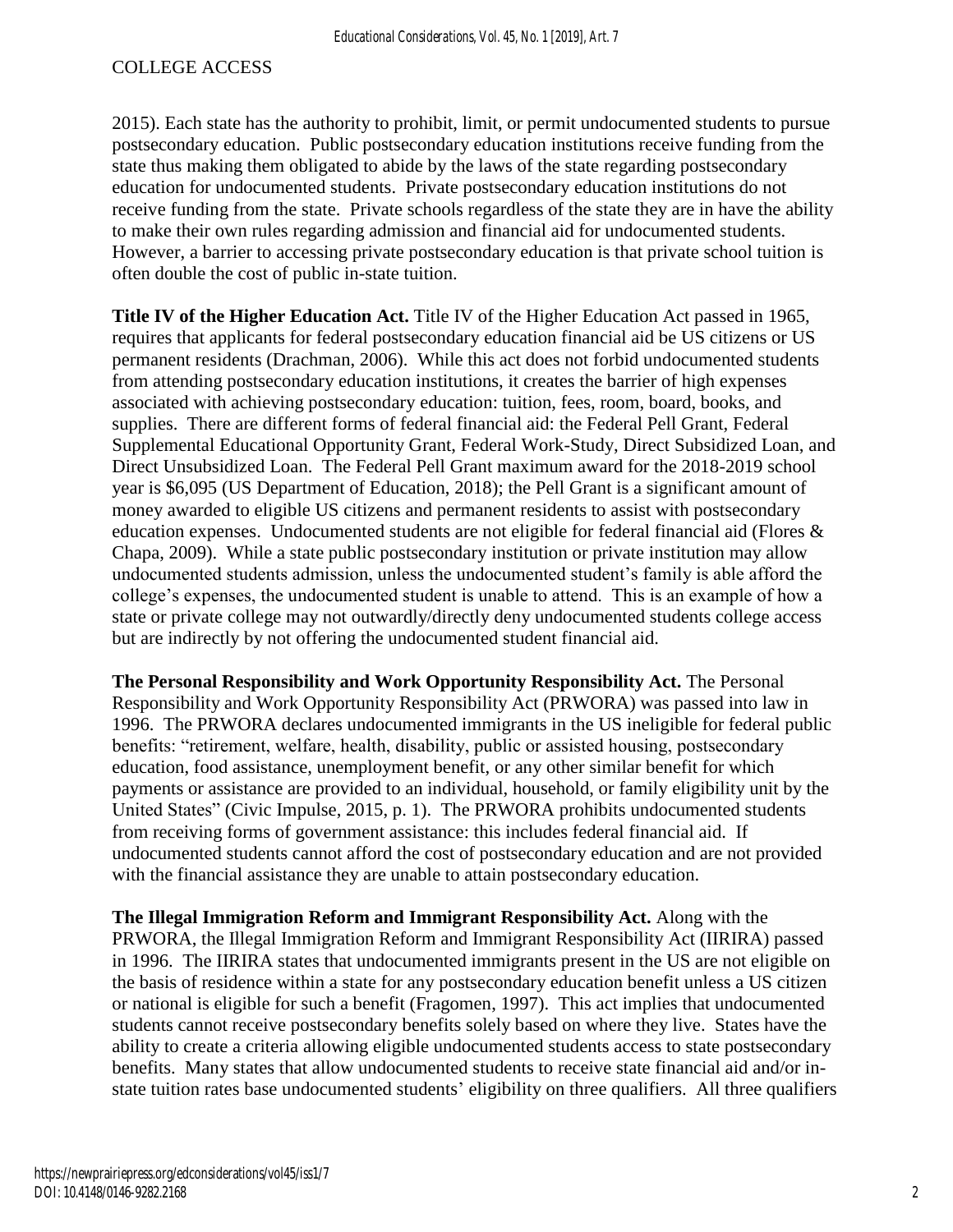2015). Each state has the authority to prohibit, limit, or permit undocumented students to pursue postsecondary education. Public postsecondary education institutions receive funding from the state thus making them obligated to abide by the laws of the state regarding postsecondary education for undocumented students. Private postsecondary education institutions do not receive funding from the state. Private schools regardless of the state they are in have the ability to make their own rules regarding admission and financial aid for undocumented students. However, a barrier to accessing private postsecondary education is that private school tuition is often double the cost of public in-state tuition.

**Title IV of the Higher Education Act.** Title IV of the Higher Education Act passed in 1965, requires that applicants for federal postsecondary education financial aid be US citizens or US permanent residents (Drachman, 2006). While this act does not forbid undocumented students from attending postsecondary education institutions, it creates the barrier of high expenses associated with achieving postsecondary education: tuition, fees, room, board, books, and supplies. There are different forms of federal financial aid: the Federal Pell Grant, Federal Supplemental Educational Opportunity Grant, Federal Work-Study, Direct Subsidized Loan, and Direct Unsubsidized Loan. The Federal Pell Grant maximum award for the 2018-2019 school year is $6,095 (US Department of Education, 2018); the Pell Grant is a significant amount of money awarded to eligible US citizens and permanent residents to assist with postsecondary education expenses. Undocumented students are not eligible for federal financial aid (Flores & Chapa, 2009). While a state public postsecondary institution or private institution may allow undocumented students admission, unless the undocumented student's family is able afford the college's expenses, the undocumented student is unable to attend. This is an example of how a state or private college may not outwardly/directly deny undocumented students college access but are indirectly by not offering the undocumented student financial aid.

**The Personal Responsibility and Work Opportunity Responsibility Act.** The Personal Responsibility and Work Opportunity Responsibility Act (PRWORA) was passed into law in 1996. The PRWORA declares undocumented immigrants in the US ineligible for federal public benefits: "retirement, welfare, health, disability, public or assisted housing, postsecondary education, food assistance, unemployment benefit, or any other similar benefit for which payments or assistance are provided to an individual, household, or family eligibility unit by the United States" (Civic Impulse, 2015, p. 1). The PRWORA prohibits undocumented students from receiving forms of government assistance: this includes federal financial aid. If undocumented students cannot afford the cost of postsecondary education and are not provided with the financial assistance they are unable to attain postsecondary education.

**The Illegal Immigration Reform and Immigrant Responsibility Act.** Along with the PRWORA, the Illegal Immigration Reform and Immigrant Responsibility Act (IIRIRA) passed in 1996. The IIRIRA states that undocumented immigrants present in the US are not eligible on the basis of residence within a state for any postsecondary education benefit unless a US citizen or national is eligible for such a benefit (Fragomen, 1997). This act implies that undocumented students cannot receive postsecondary benefits solely based on where they live. States have the ability to create a criteria allowing eligible undocumented students access to state postsecondary benefits. Many states that allow undocumented students to receive state financial aid and/or in-state tuition rates base undocumented students' eligibility on three qualifiers. All three qualifiers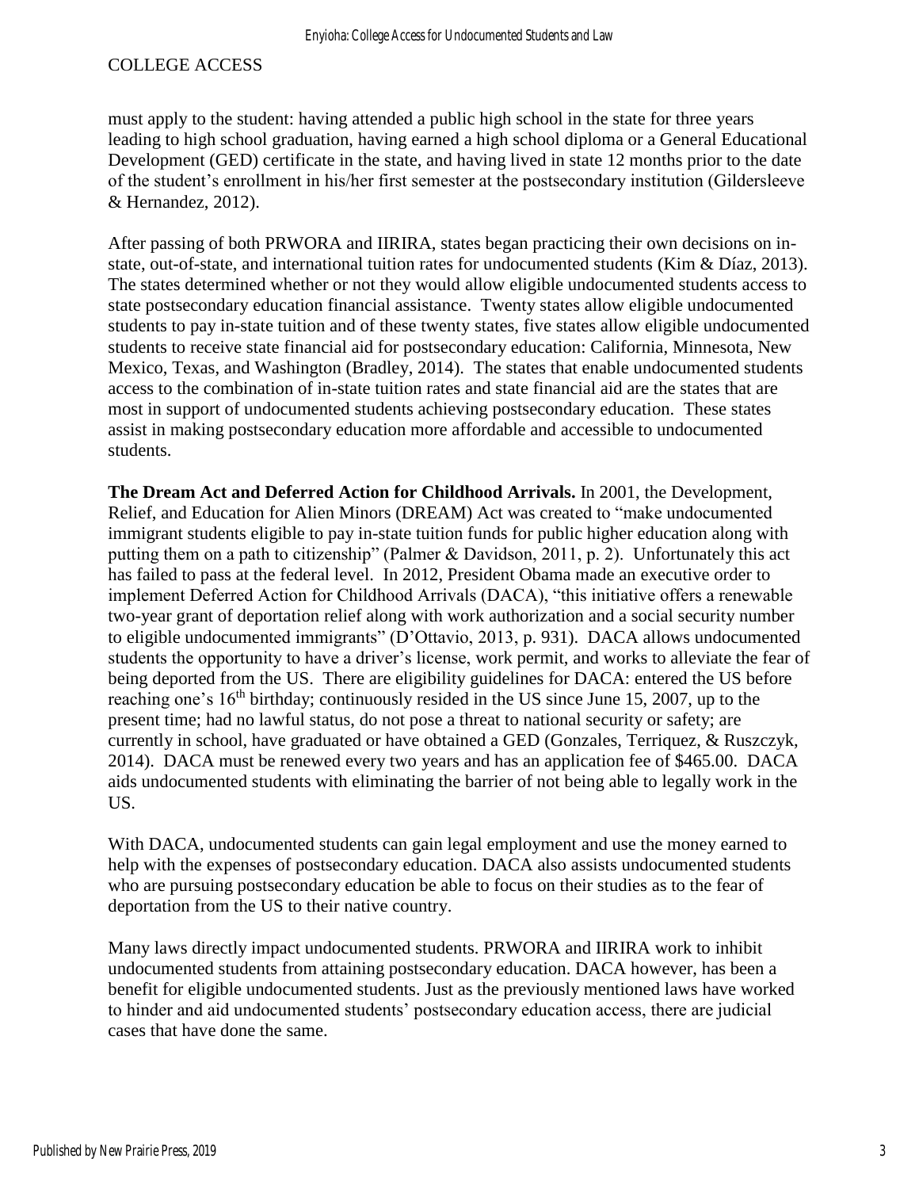must apply to the student: having attended a public high school in the state for three years leading to high school graduation, having earned a high school diploma or a General Educational Development (GED) certificate in the state, and having lived in state 12 months prior to the date of the student's enrollment in his/her first semester at the postsecondary institution (Gildersleeve & Hernandez, 2012).

After passing of both PRWORA and IIRIRA, states began practicing their own decisions on in-state, out-of-state, and international tuition rates for undocumented students (Kim & Díaz, 2013). The states determined whether or not they would allow eligible undocumented students access to state postsecondary education financial assistance. Twenty states allow eligible undocumented students to pay in-state tuition and of these twenty states, five states allow eligible undocumented students to receive state financial aid for postsecondary education: California, Minnesota, New Mexico, Texas, and Washington (Bradley, 2014). The states that enable undocumented students access to the combination of in-state tuition rates and state financial aid are the states that are most in support of undocumented students achieving postsecondary education. These states assist in making postsecondary education more affordable and accessible to undocumented students.

**The Dream Act and Deferred Action for Childhood Arrivals.** In 2001, the Development, Relief, and Education for Alien Minors (DREAM) Act was created to "make undocumented immigrant students eligible to pay in-state tuition funds for public higher education along with putting them on a path to citizenship" (Palmer & Davidson, 2011, p. 2). Unfortunately this act has failed to pass at the federal level. In 2012, President Obama made an executive order to implement Deferred Action for Childhood Arrivals (DACA), "this initiative offers a renewable two-year grant of deportation relief along with work authorization and a social security number to eligible undocumented immigrants" (D'Ottavio, 2013, p. 931). DACA allows undocumented students the opportunity to have a driver's license, work permit, and works to alleviate the fear of being deported from the US. There are eligibility guidelines for DACA: entered the US before reaching one's 16th birthday; continuously resided in the US since June 15, 2007, up to the present time; had no lawful status, do not pose a threat to national security or safety; are currently in school, have graduated or have obtained a GED (Gonzales, Terriquez, & Ruszczyk, 2014). DACA must be renewed every two years and has an application fee of $465.00. DACA aids undocumented students with eliminating the barrier of not being able to legally work in the US.

With DACA, undocumented students can gain legal employment and use the money earned to help with the expenses of postsecondary education. DACA also assists undocumented students who are pursuing postsecondary education be able to focus on their studies as to the fear of deportation from the US to their native country.

Many laws directly impact undocumented students. PRWORA and IIRIRA work to inhibit undocumented students from attaining postsecondary education. DACA however, has been a benefit for eligible undocumented students. Just as the previously mentioned laws have worked to hinder and aid undocumented students' postsecondary education access, there are judicial cases that have done the same.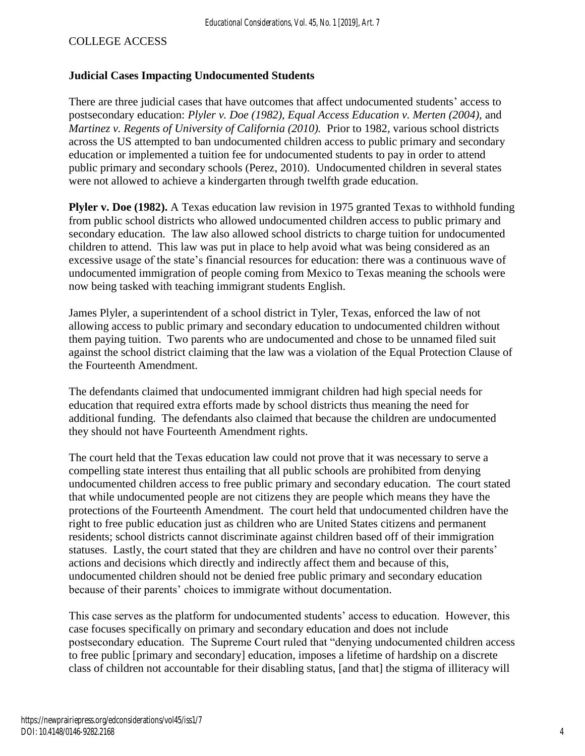COLLEGE ACCESS

**Judicial Cases Impacting Undocumented Students**

There are three judicial cases that have outcomes that affect undocumented students' access to postsecondary education: *Plyler v. Doe (1982)*, *Equal Access Education v. Merten (2004),* and *Martinez v. Regents of University of California (2010).* Prior to 1982, various school districts across the US attempted to ban undocumented children access to public primary and secondary education or implemented a tuition fee for undocumented students to pay in order to attend public primary and secondary schools (Perez, 2010). Undocumented children in several states were not allowed to achieve a kindergarten through twelfth grade education.

**Plyler v. Doe (1982).** A Texas education law revision in 1975 granted Texas to withhold funding from public school districts who allowed undocumented children access to public primary and secondary education. The law also allowed school districts to charge tuition for undocumented children to attend. This law was put in place to help avoid what was being considered as an excessive usage of the state's financial resources for education: there was a continuous wave of undocumented immigration of people coming from Mexico to Texas meaning the schools were now being tasked with teaching immigrant students English.

James Plyler, a superintendent of a school district in Tyler, Texas, enforced the law of not allowing access to public primary and secondary education to undocumented children without them paying tuition. Two parents who are undocumented and chose to be unnamed filed suit against the school district claiming that the law was a violation of the Equal Protection Clause of the Fourteenth Amendment.

The defendants claimed that undocumented immigrant children had high special needs for education that required extra efforts made by school districts thus meaning the need for additional funding. The defendants also claimed that because the children are undocumented they should not have Fourteenth Amendment rights.

The court held that the Texas education law could not prove that it was necessary to serve a compelling state interest thus entailing that all public schools are prohibited from denying undocumented children access to free public primary and secondary education. The court stated that while undocumented people are not citizens they are people which means they have the protections of the Fourteenth Amendment. The court held that undocumented children have the right to free public education just as children who are United States citizens and permanent residents; school districts cannot discriminate against children based off of their immigration statuses. Lastly, the court stated that they are children and have no control over their parents' actions and decisions which directly and indirectly affect them and because of this, undocumented children should not be denied free public primary and secondary education because of their parents' choices to immigrate without documentation.

This case serves as the platform for undocumented students' access to education. However, this case focuses specifically on primary and secondary education and does not include postsecondary education. The Supreme Court ruled that "denying undocumented children access to free public [primary and secondary] education, imposes a lifetime of hardship on a discrete class of children not accountable for their disabling status, [and that] the stigma of illiteracy will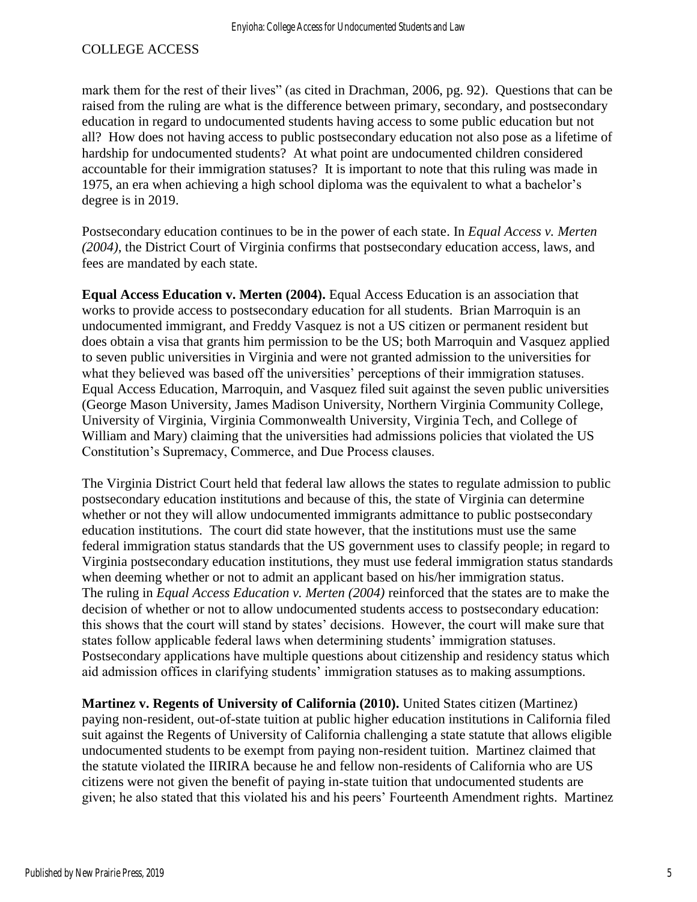mark them for the rest of their lives" (as cited in Drachman, 2006, pg. 92). Questions that can be raised from the ruling are what is the difference between primary, secondary, and postsecondary education in regard to undocumented students having access to some public education but not all? How does not having access to public postsecondary education not also pose as a lifetime of hardship for undocumented students? At what point are undocumented children considered accountable for their immigration statuses? It is important to note that this ruling was made in 1975, an era when achieving a high school diploma was the equivalent to what a bachelor's degree is in 2019.

Postsecondary education continues to be in the power of each state. In *Equal Access v. Merten (2004)*, the District Court of Virginia confirms that postsecondary education access, laws, and fees are mandated by each state.

**Equal Access Education v. Merten (2004).** Equal Access Education is an association that works to provide access to postsecondary education for all students. Brian Marroquin is an undocumented immigrant, and Freddy Vasquez is not a US citizen or permanent resident but does obtain a visa that grants him permission to be the US; both Marroquin and Vasquez applied to seven public universities in Virginia and were not granted admission to the universities for what they believed was based off the universities' perceptions of their immigration statuses. Equal Access Education, Marroquin, and Vasquez filed suit against the seven public universities (George Mason University, James Madison University, Northern Virginia Community College, University of Virginia, Virginia Commonwealth University, Virginia Tech, and College of William and Mary) claiming that the universities had admissions policies that violated the US Constitution's Supremacy, Commerce, and Due Process clauses.

The Virginia District Court held that federal law allows the states to regulate admission to public postsecondary education institutions and because of this, the state of Virginia can determine whether or not they will allow undocumented immigrants admittance to public postsecondary education institutions. The court did state however, that the institutions must use the same federal immigration status standards that the US government uses to classify people; in regard to Virginia postsecondary education institutions, they must use federal immigration status standards when deeming whether or not to admit an applicant based on his/her immigration status. The ruling in *Equal Access Education v. Merten (2004)* reinforced that the states are to make the decision of whether or not to allow undocumented students access to postsecondary education: this shows that the court will stand by states' decisions. However, the court will make sure that states follow applicable federal laws when determining students' immigration statuses. Postsecondary applications have multiple questions about citizenship and residency status which aid admission offices in clarifying students' immigration statuses as to making assumptions.

**Martinez v. Regents of University of California (2010).** United States citizen (Martinez) paying non-resident, out-of-state tuition at public higher education institutions in California filed suit against the Regents of University of California challenging a state statute that allows eligible undocumented students to be exempt from paying non-resident tuition. Martinez claimed that the statute violated the IIRIRA because he and fellow non-residents of California who are US citizens were not given the benefit of paying in-state tuition that undocumented students are given; he also stated that this violated his and his peers' Fourteenth Amendment rights. Martinez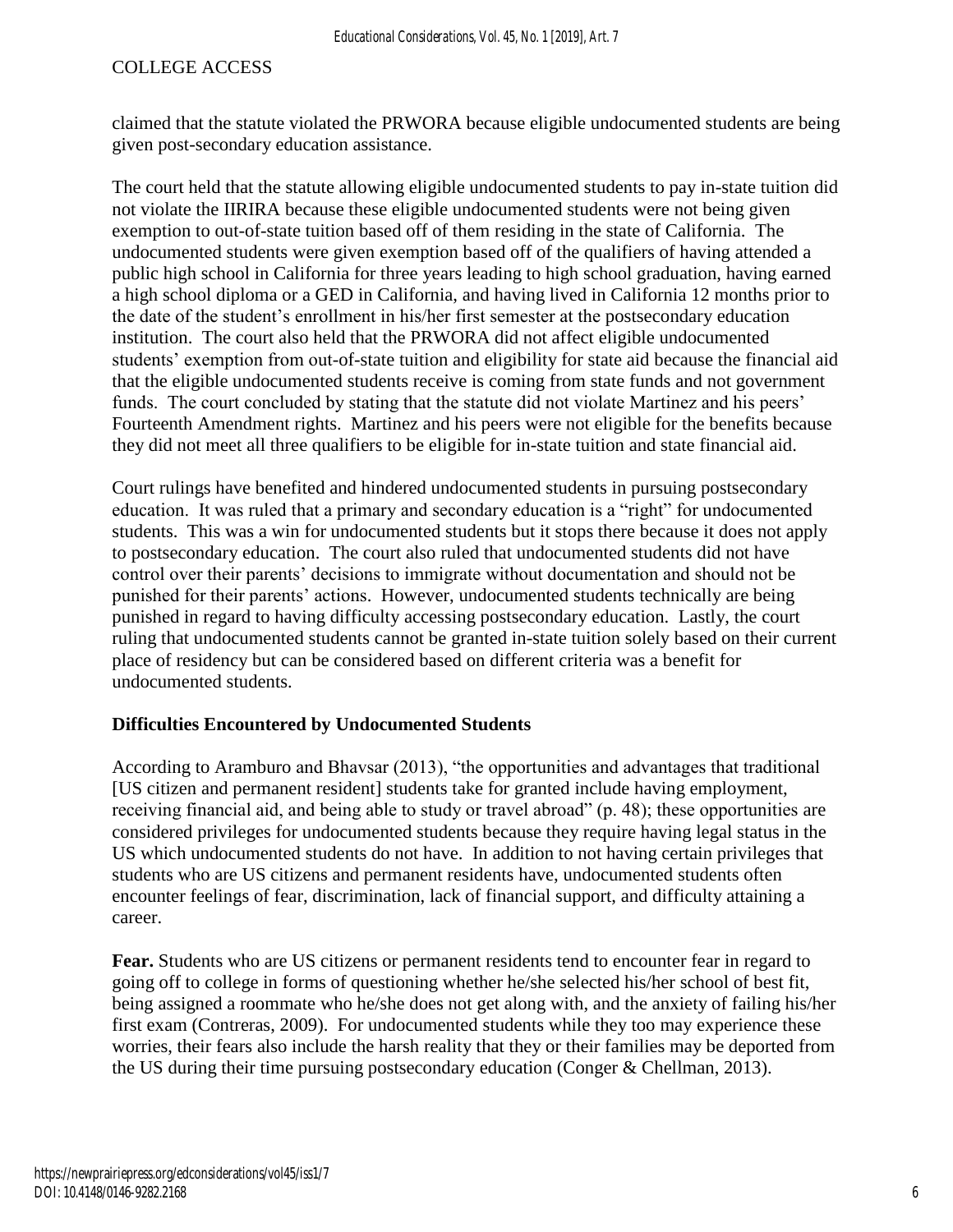claimed that the statute violated the PRWORA because eligible undocumented students are being given post-secondary education assistance.

The court held that the statute allowing eligible undocumented students to pay in-state tuition did not violate the IIRIRA because these eligible undocumented students were not being given exemption to out-of-state tuition based off of them residing in the state of California. The undocumented students were given exemption based off of the qualifiers of having attended a public high school in California for three years leading to high school graduation, having earned a high school diploma or a GED in California, and having lived in California 12 months prior to the date of the student's enrollment in his/her first semester at the postsecondary education institution. The court also held that the PRWORA did not affect eligible undocumented students' exemption from out-of-state tuition and eligibility for state aid because the financial aid that the eligible undocumented students receive is coming from state funds and not government funds. The court concluded by stating that the statute did not violate Martinez and his peers' Fourteenth Amendment rights. Martinez and his peers were not eligible for the benefits because they did not meet all three qualifiers to be eligible for in-state tuition and state financial aid.

Court rulings have benefited and hindered undocumented students in pursuing postsecondary education. It was ruled that a primary and secondary education is a "right" for undocumented students. This was a win for undocumented students but it stops there because it does not apply to postsecondary education. The court also ruled that undocumented students did not have control over their parents' decisions to immigrate without documentation and should not be punished for their parents' actions. However, undocumented students technically are being punished in regard to having difficulty accessing postsecondary education. Lastly, the court ruling that undocumented students cannot be granted in-state tuition solely based on their current place of residency but can be considered based on different criteria was a benefit for undocumented students.

## Difficulties Encountered by Undocumented Students

According to Aramburo and Bhavsar (2013), "the opportunities and advantages that traditional [US citizen and permanent resident] students take for granted include having employment, receiving financial aid, and being able to study or travel abroad" (p. 48); these opportunities are considered privileges for undocumented students because they require having legal status in the US which undocumented students do not have. In addition to not having certain privileges that students who are US citizens and permanent residents have, undocumented students often encounter feelings of fear, discrimination, lack of financial support, and difficulty attaining a career.

**Fear.** Students who are US citizens or permanent residents tend to encounter fear in regard to going off to college in forms of questioning whether he/she selected his/her school of best fit, being assigned a roommate who he/she does not get along with, and the anxiety of failing his/her first exam (Contreras, 2009). For undocumented students while they too may experience these worries, their fears also include the harsh reality that they or their families may be deported from the US during their time pursuing postsecondary education (Conger & Chellman, 2013).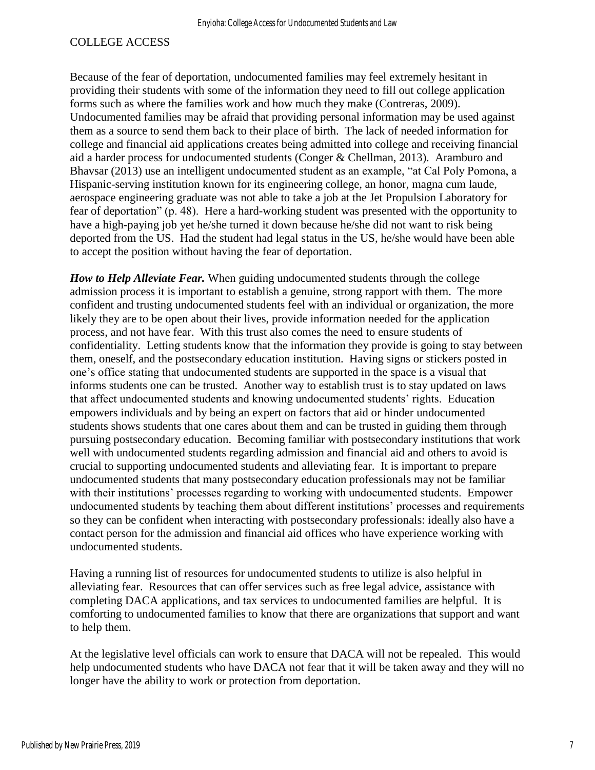## COLLEGE ACCESS

Because of the fear of deportation, undocumented families may feel extremely hesitant in providing their students with some of the information they need to fill out college application forms such as where the families work and how much they make (Contreras, 2009). Undocumented families may be afraid that providing personal information may be used against them as a source to send them back to their place of birth. The lack of needed information for college and financial aid applications creates being admitted into college and receiving financial aid a harder process for undocumented students (Conger & Chellman, 2013). Aramburo and Bhavsar (2013) use an intelligent undocumented student as an example, "at Cal Poly Pomona, a Hispanic-serving institution known for its engineering college, an honor, magna cum laude, aerospace engineering graduate was not able to take a job at the Jet Propulsion Laboratory for fear of deportation" (p. 48). Here a hard-working student was presented with the opportunity to have a high-paying job yet he/she turned it down because he/she did not want to risk being deported from the US. Had the student had legal status in the US, he/she would have been able to accept the position without having the fear of deportation.

***How to Help Alleviate Fear.*** When guiding undocumented students through the college admission process it is important to establish a genuine, strong rapport with them. The more confident and trusting undocumented students feel with an individual or organization, the more likely they are to be open about their lives, provide information needed for the application process, and not have fear. With this trust also comes the need to ensure students of confidentiality. Letting students know that the information they provide is going to stay between them, oneself, and the postsecondary education institution. Having signs or stickers posted in one's office stating that undocumented students are supported in the space is a visual that informs students one can be trusted. Another way to establish trust is to stay updated on laws that affect undocumented students and knowing undocumented students' rights. Education empowers individuals and by being an expert on factors that aid or hinder undocumented students shows students that one cares about them and can be trusted in guiding them through pursuing postsecondary education. Becoming familiar with postsecondary institutions that work well with undocumented students regarding admission and financial aid and others to avoid is crucial to supporting undocumented students and alleviating fear. It is important to prepare undocumented students that many postsecondary education professionals may not be familiar with their institutions' processes regarding to working with undocumented students. Empower undocumented students by teaching them about different institutions' processes and requirements so they can be confident when interacting with postsecondary professionals: ideally also have a contact person for the admission and financial aid offices who have experience working with undocumented students.

Having a running list of resources for undocumented students to utilize is also helpful in alleviating fear. Resources that can offer services such as free legal advice, assistance with completing DACA applications, and tax services to undocumented families are helpful. It is comforting to undocumented families to know that there are organizations that support and want to help them.

At the legislative level officials can work to ensure that DACA will not be repealed. This would help undocumented students who have DACA not fear that it will be taken away and they will no longer have the ability to work or protection from deportation.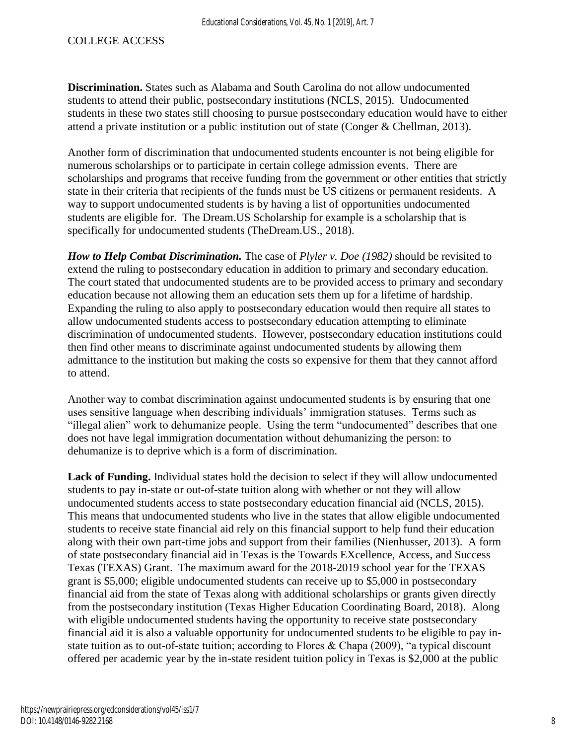**Discrimination.** States such as Alabama and South Carolina do not allow undocumented students to attend their public, postsecondary institutions (NCLS, 2015). Undocumented students in these two states still choosing to pursue postsecondary education would have to either attend a private institution or a public institution out of state (Conger & Chellman, 2013).

Another form of discrimination that undocumented students encounter is not being eligible for numerous scholarships or to participate in certain college admission events. There are scholarships and programs that receive funding from the government or other entities that strictly state in their criteria that recipients of the funds must be US citizens or permanent residents. A way to support undocumented students is by having a list of opportunities undocumented students are eligible for. The Dream.US Scholarship for example is a scholarship that is specifically for undocumented students (TheDream.US., 2018).

***How to Help Combat Discrimination.*** The case of *Plyler v. Doe (1982)* should be revisited to extend the ruling to postsecondary education in addition to primary and secondary education. The court stated that undocumented students are to be provided access to primary and secondary education because not allowing them an education sets them up for a lifetime of hardship. Expanding the ruling to also apply to postsecondary education would then require all states to allow undocumented students access to postsecondary education attempting to eliminate discrimination of undocumented students. However, postsecondary education institutions could then find other means to discriminate against undocumented students by allowing them admittance to the institution but making the costs so expensive for them that they cannot afford to attend.

Another way to combat discrimination against undocumented students is by ensuring that one uses sensitive language when describing individuals' immigration statuses. Terms such as "illegal alien" work to dehumanize people. Using the term "undocumented" describes that one does not have legal immigration documentation without dehumanizing the person: to dehumanize is to deprive which is a form of discrimination.

**Lack of Funding.** Individual states hold the decision to select if they will allow undocumented students to pay in-state or out-of-state tuition along with whether or not they will allow undocumented students access to state postsecondary education financial aid (NCLS, 2015). This means that undocumented students who live in the states that allow eligible undocumented students to receive state financial aid rely on this financial support to help fund their education along with their own part-time jobs and support from their families (Nienhusser, 2013). A form of state postsecondary financial aid in Texas is the Towards EXcellence, Access, and Success Texas (TEXAS) Grant. The maximum award for the 2018-2019 school year for the TEXAS grant is $5,000; eligible undocumented students can receive up to $5,000 in postsecondary financial aid from the state of Texas along with additional scholarships or grants given directly from the postsecondary institution (Texas Higher Education Coordinating Board, 2018). Along with eligible undocumented students having the opportunity to receive state postsecondary financial aid it is also a valuable opportunity for undocumented students to be eligible to pay in-state tuition as to out-of-state tuition; according to Flores & Chapa (2009), "a typical discount offered per academic year by the in-state resident tuition policy in Texas is $2,000 at the public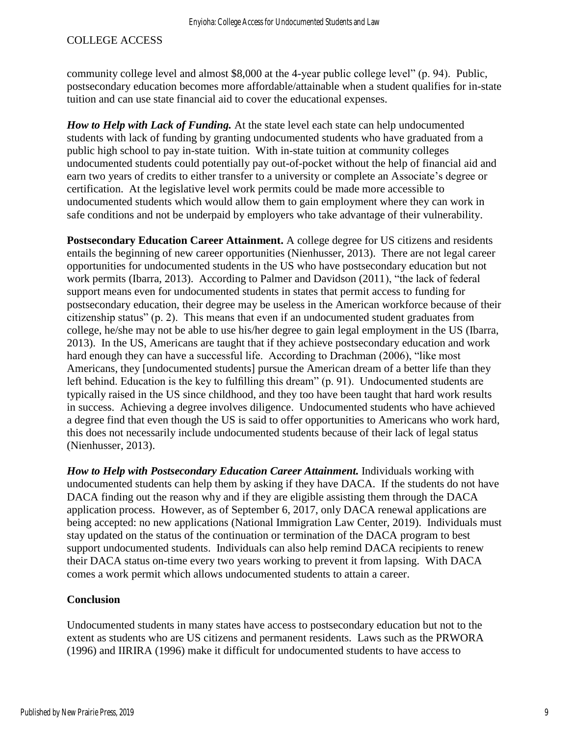community college level and almost $8,000 at the 4-year public college level" (p. 94). Public, postsecondary education becomes more affordable/attainable when a student qualifies for in-state tuition and can use state financial aid to cover the educational expenses.

***How to Help with Lack of Funding.*** At the state level each state can help undocumented students with lack of funding by granting undocumented students who have graduated from a public high school to pay in-state tuition. With in-state tuition at community colleges undocumented students could potentially pay out-of-pocket without the help of financial aid and earn two years of credits to either transfer to a university or complete an Associate's degree or certification. At the legislative level work permits could be made more accessible to undocumented students which would allow them to gain employment where they can work in safe conditions and not be underpaid by employers who take advantage of their vulnerability.

**Postsecondary Education Career Attainment.** A college degree for US citizens and residents entails the beginning of new career opportunities (Nienhusser, 2013). There are not legal career opportunities for undocumented students in the US who have postsecondary education but not work permits (Ibarra, 2013). According to Palmer and Davidson (2011), "the lack of federal support means even for undocumented students in states that permit access to funding for postsecondary education, their degree may be useless in the American workforce because of their citizenship status" (p. 2). This means that even if an undocumented student graduates from college, he/she may not be able to use his/her degree to gain legal employment in the US (Ibarra, 2013). In the US, Americans are taught that if they achieve postsecondary education and work hard enough they can have a successful life. According to Drachman (2006), "like most Americans, they [undocumented students] pursue the American dream of a better life than they left behind. Education is the key to fulfilling this dream" (p. 91). Undocumented students are typically raised in the US since childhood, and they too have been taught that hard work results in success. Achieving a degree involves diligence. Undocumented students who have achieved a degree find that even though the US is said to offer opportunities to Americans who work hard, this does not necessarily include undocumented students because of their lack of legal status (Nienhusser, 2013).

***How to Help with Postsecondary Education Career Attainment.*** Individuals working with undocumented students can help them by asking if they have DACA. If the students do not have DACA finding out the reason why and if they are eligible assisting them through the DACA application process. However, as of September 6, 2017, only DACA renewal applications are being accepted: no new applications (National Immigration Law Center, 2019). Individuals must stay updated on the status of the continuation or termination of the DACA program to best support undocumented students. Individuals can also help remind DACA recipients to renew their DACA status on-time every two years working to prevent it from lapsing. With DACA comes a work permit which allows undocumented students to attain a career.

## Conclusion

Undocumented students in many states have access to postsecondary education but not to the extent as students who are US citizens and permanent residents. Laws such as the PRWORA (1996) and IIRIRA (1996) make it difficult for undocumented students to have access to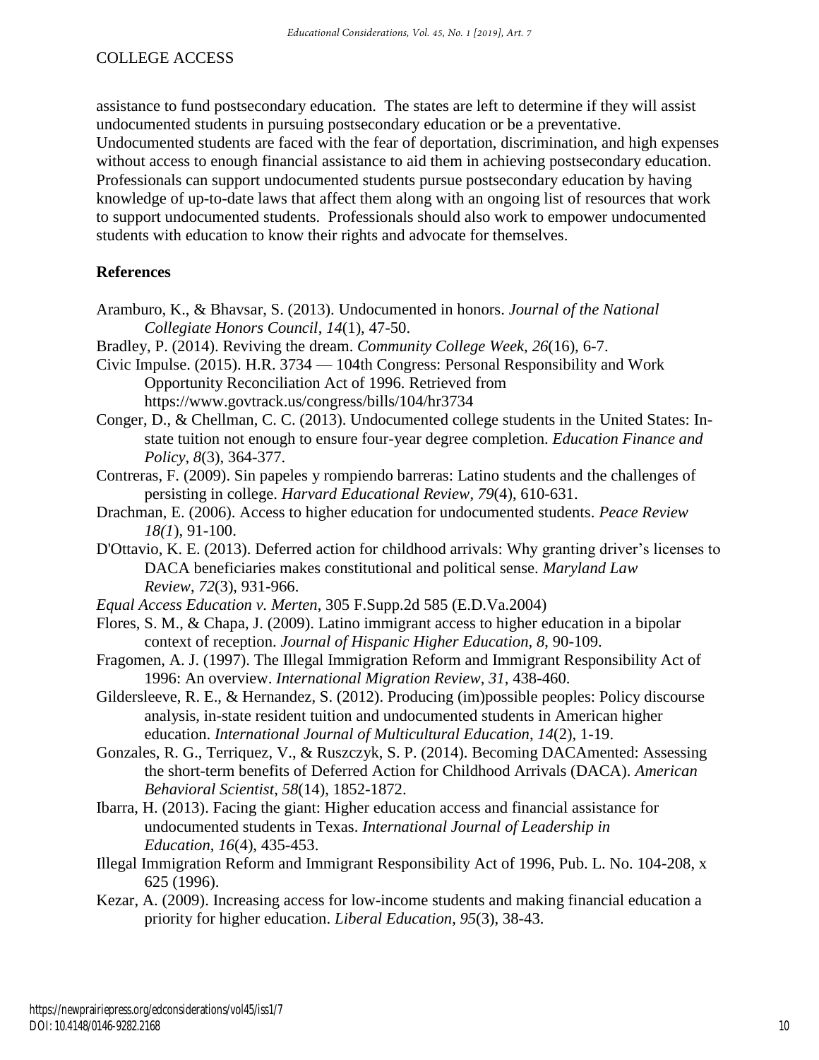assistance to fund postsecondary education. The states are left to determine if they will assist undocumented students in pursuing postsecondary education or be a preventative. Undocumented students are faced with the fear of deportation, discrimination, and high expenses without access to enough financial assistance to aid them in achieving postsecondary education. Professionals can support undocumented students pursue postsecondary education by having knowledge of up-to-date laws that affect them along with an ongoing list of resources that work to support undocumented students. Professionals should also work to empower undocumented students with education to know their rights and advocate for themselves.

## References

Aramburo, K., & Bhavsar, S. (2013). Undocumented in honors. *Journal of the National Collegiate Honors Council*, *14*(1), 47-50.

Bradley, P. (2014). Reviving the dream. *Community College Week*, *26*(16), 6-7.

Civic Impulse. (2015). H.R. 3734 — 104th Congress: Personal Responsibility and Work Opportunity Reconciliation Act of 1996. Retrieved from https://www.govtrack.us/congress/bills/104/hr3734

Conger, D., & Chellman, C. C. (2013). Undocumented college students in the United States: In-state tuition not enough to ensure four-year degree completion. *Education Finance and Policy*, *8*(3), 364-377.

Contreras, F. (2009). Sin papeles y rompiendo barreras: Latino students and the challenges of persisting in college. *Harvard Educational Review*, *79*(4), 610-631.

Drachman, E. (2006). Access to higher education for undocumented students. *Peace Review 18(1*), 91-100.

D'Ottavio, K. E. (2013). Deferred action for childhood arrivals: Why granting driver's licenses to DACA beneficiaries makes constitutional and political sense. *Maryland Law Review*, *72*(3), 931-966.

*Equal Access Education v. Merten*, 305 F.Supp.2d 585 (E.D.Va.2004)

Flores, S. M., & Chapa, J. (2009). Latino immigrant access to higher education in a bipolar context of reception. *Journal of Hispanic Higher Education, 8*, 90-109.

Fragomen, A. J. (1997). The Illegal Immigration Reform and Immigrant Responsibility Act of 1996: An overview. *International Migration Review*, *31*, 438-460.

Gildersleeve, R. E., & Hernandez, S. (2012). Producing (im)possible peoples: Policy discourse analysis, in-state resident tuition and undocumented students in American higher education. *International Journal of Multicultural Education*, *14*(2), 1-19.

Gonzales, R. G., Terriquez, V., & Ruszczyk, S. P. (2014). Becoming DACAmented: Assessing the short-term benefits of Deferred Action for Childhood Arrivals (DACA). *American Behavioral Scientist*, *58*(14), 1852-1872.

Ibarra, H. (2013). Facing the giant: Higher education access and financial assistance for undocumented students in Texas. *International Journal of Leadership in Education*, *16*(4), 435-453.

Illegal Immigration Reform and Immigrant Responsibility Act of 1996, Pub. L. No. 104-208, x 625 (1996).

Kezar, A. (2009). Increasing access for low-income students and making financial education a priority for higher education. *Liberal Education*, *95*(3), 38-43.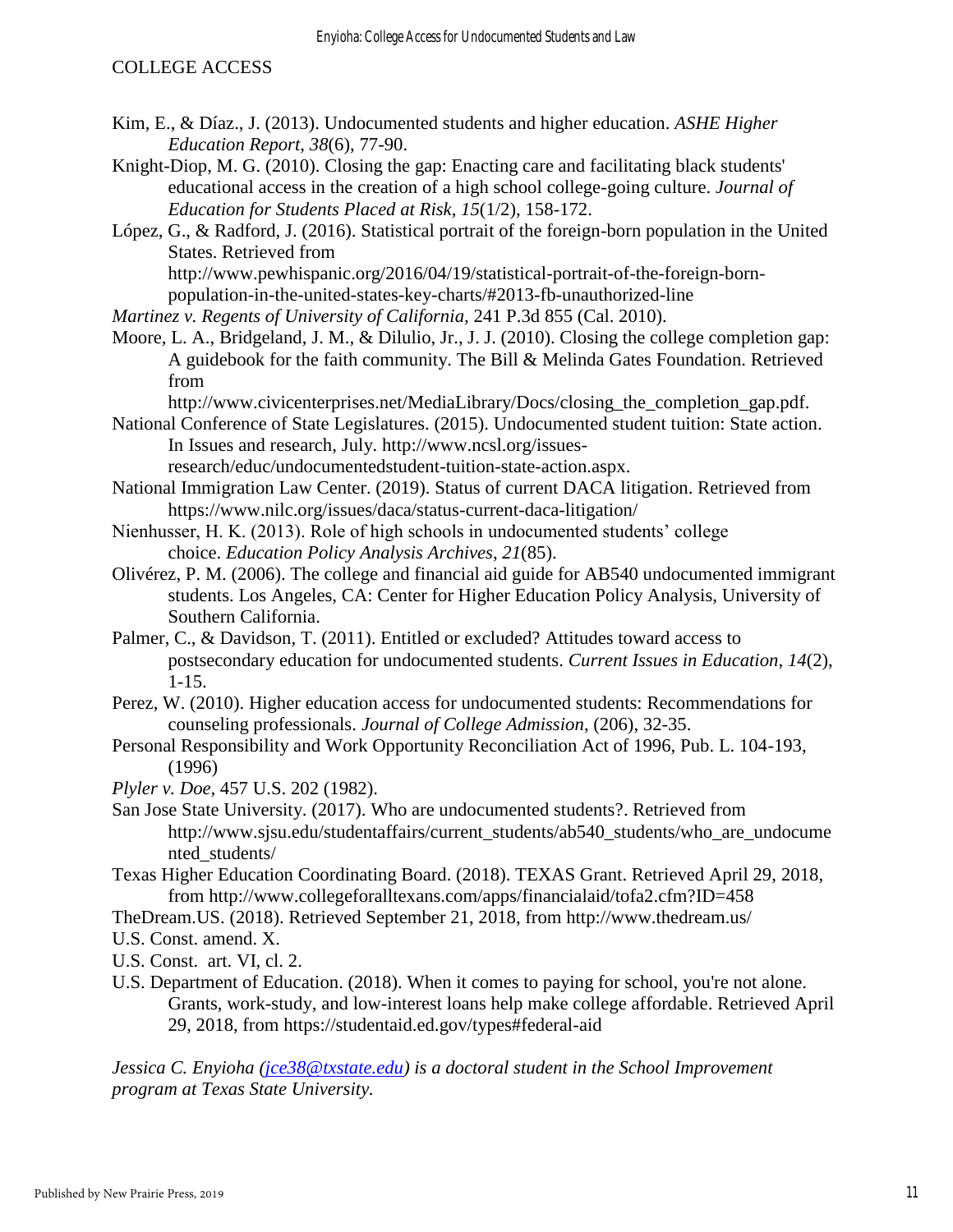Kim, E., & Díaz., J. (2013). Undocumented students and higher education. *ASHE Higher Education Report*, *38*(6), 77-90.

Knight-Diop, M. G. (2010). Closing the gap: Enacting care and facilitating black students' educational access in the creation of a high school college-going culture. *Journal of Education for Students Placed at Risk*, *15*(1/2), 158-172.

López, G., & Radford, J. (2016). Statistical portrait of the foreign-born population in the United States. Retrieved from http://www.pewhispanic.org/2016/04/19/statistical-portrait-of-the-foreign-born-population-in-the-united-states-key-charts/#2013-fb-unauthorized-line

*Martinez v. Regents of University of California*, 241 P.3d 855 (Cal. 2010).

Moore, L. A., Bridgeland, J. M., & Dilulio, Jr., J. J. (2010). Closing the college completion gap: A guidebook for the faith community. The Bill & Melinda Gates Foundation. Retrieved from http://www.civicenterprises.net/MediaLibrary/Docs/closing_the_completion_gap.pdf.

National Conference of State Legislatures. (2015). Undocumented student tuition: State action. In Issues and research, July. http://www.ncsl.org/issues-research/educ/undocumentedstudent-tuition-state-action.aspx.

National Immigration Law Center. (2019). Status of current DACA litigation. Retrieved from https://www.nilc.org/issues/daca/status-current-daca-litigation/

Nienhusser, H. K. (2013). Role of high schools in undocumented students' college choice. *Education Policy Analysis Archives*, *21*(85).

Olivérez, P. M. (2006). The college and financial aid guide for AB540 undocumented immigrant students. Los Angeles, CA: Center for Higher Education Policy Analysis, University of Southern California.

Palmer, C., & Davidson, T. (2011). Entitled or excluded? Attitudes toward access to postsecondary education for undocumented students. *Current Issues in Education*, *14*(2), 1-15.

Perez, W. (2010). Higher education access for undocumented students: Recommendations for counseling professionals. *Journal of College Admission*, (206), 32-35.

Personal Responsibility and Work Opportunity Reconciliation Act of 1996, Pub. L. 104-193, (1996)

*Plyler v. Doe*, 457 U.S. 202 (1982).

San Jose State University. (2017). Who are undocumented students?. Retrieved from http://www.sjsu.edu/studentaffairs/current_students/ab540_students/who_are_undocumented_students/

Texas Higher Education Coordinating Board. (2018). TEXAS Grant. Retrieved April 29, 2018, from http://www.collegeforalltexans.com/apps/financialaid/tofa2.cfm?ID=458

TheDream.US. (2018). Retrieved September 21, 2018, from http://www.thedream.us/

U.S. Const. amend. X.

U.S. Const. art. VI, cl. 2.

U.S. Department of Education. (2018). When it comes to paying for school, you're not alone. Grants, work-study, and low-interest loans help make college affordable. Retrieved April 29, 2018, from https://studentaid.ed.gov/types#federal-aid

*Jessica C. Enyioha (jce38@txstate.edu) is a doctoral student in the School Improvement program at Texas State University.*